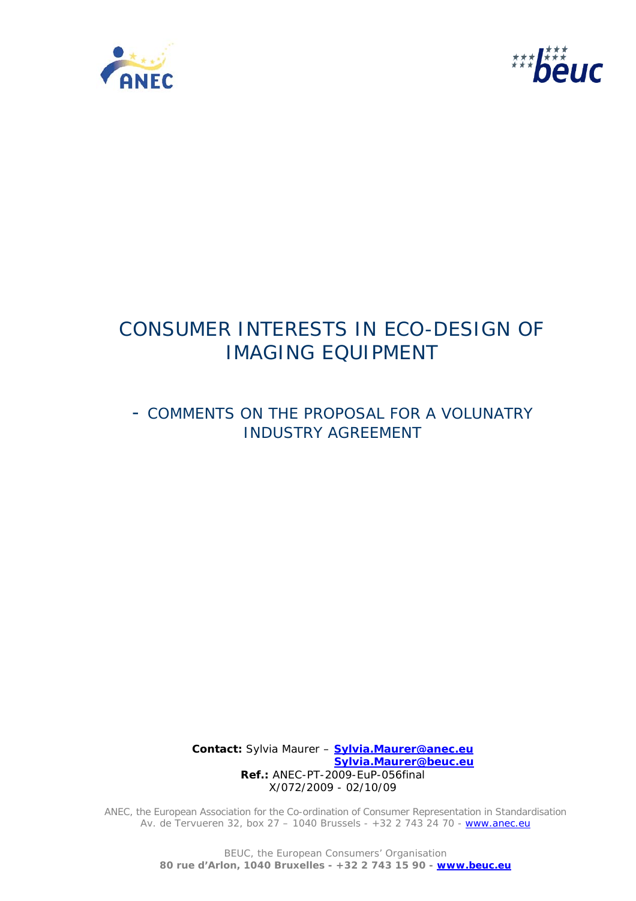# CONSUMER INTERESTS IN ECO-DESIGN OF IMAGING EQUIPMENT

## - COMMENTS ON THE PROPOSAL FOR A VOLUNATRY INDUSTRY AGREEMENT

**Contact:** Sylvia Maurer – **Sylvia.Maurer@anec.eu**
**Sylvia.Maurer@beuc.eu**
**Ref.:** ANEC-PT-2009-EuP-056final
X/072/2009 - 02/10/09

ANEC, the European Association for the Co-ordination of Consumer Representation in Standardisation
Av. de Tervueren 32, box 27 – 1040 Brussels - +32 2 743 24 70 - www.anec.eu

BEUC, the European Consumers' Organisation
**80 rue d'Arlon, 1040 Bruxelles - +32 2 743 15 90 - www.beuc.eu**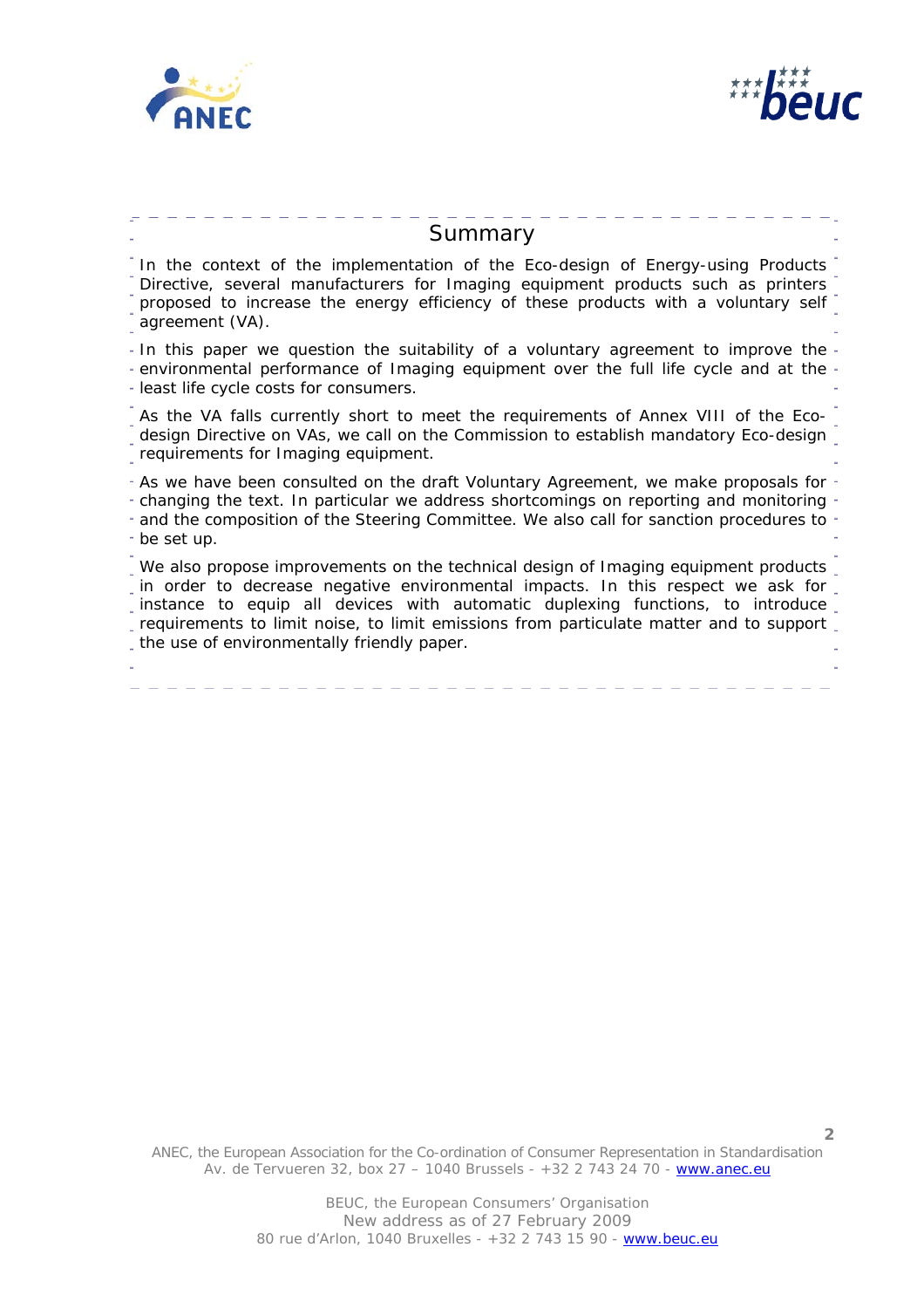## Summary

In the context of the implementation of the Eco-design of Energy-using Products Directive, several manufacturers for Imaging equipment products such as printers proposed to increase the energy efficiency of these products with a voluntary self agreement (VA).

In this paper we question the suitability of a voluntary agreement to improve the environmental performance of Imaging equipment over the full life cycle and at the least life cycle costs for consumers.

As the VA falls currently short to meet the requirements of Annex VIII of the Eco-design Directive on VAs, we call on the Commission to establish mandatory Eco-design requirements for Imaging equipment.

As we have been consulted on the draft Voluntary Agreement, we make proposals for changing the text. In particular we address shortcomings on reporting and monitoring and the composition of the Steering Committee. We also call for sanction procedures to be set up.

We also propose improvements on the technical design of Imaging equipment products in order to decrease negative environmental impacts. In this respect we ask for instance to equip all devices with automatic duplexing functions, to introduce requirements to limit noise, to limit emissions from particulate matter and to support the use of environmentally friendly paper.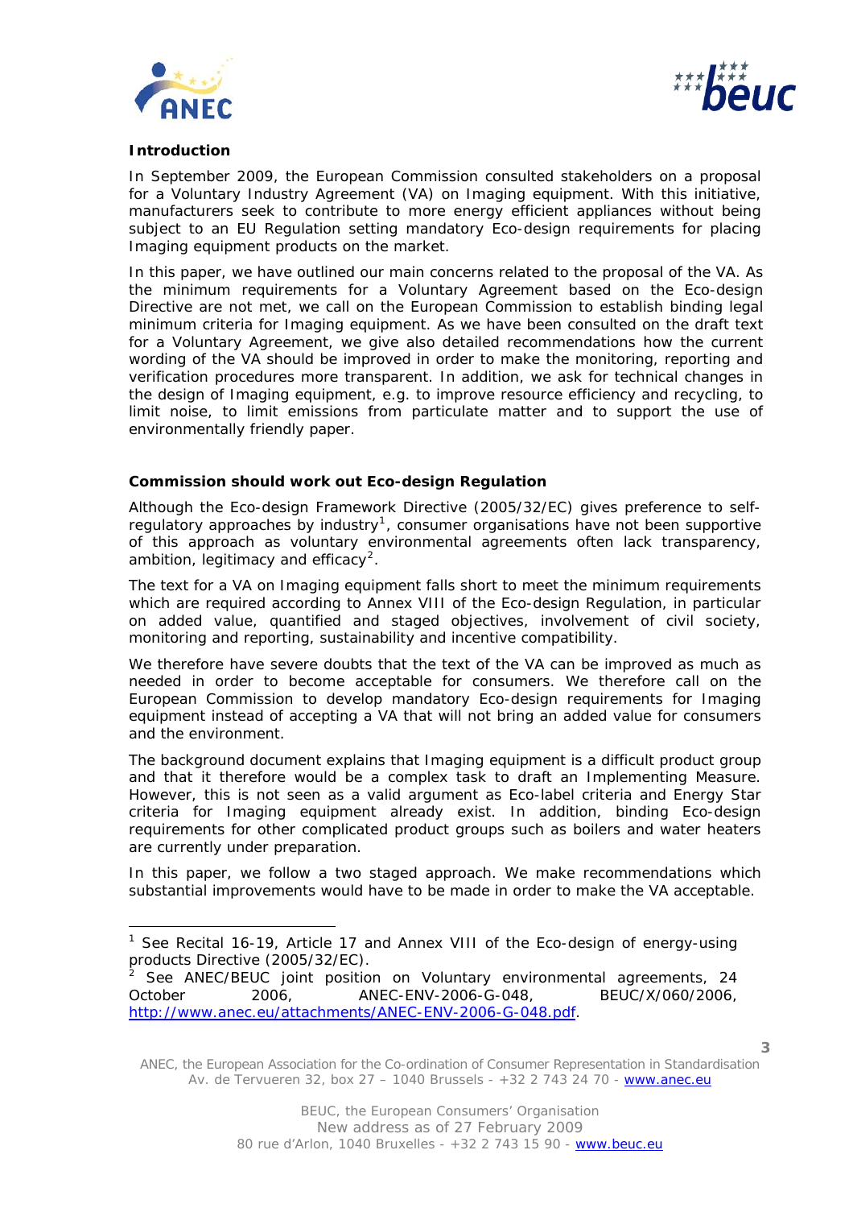**Introduction**

In September 2009, the European Commission consulted stakeholders on a proposal for a Voluntary Industry Agreement (VA) on Imaging equipment. With this initiative, manufacturers seek to contribute to more energy efficient appliances without being subject to an EU Regulation setting mandatory Eco-design requirements for placing Imaging equipment products on the market.

In this paper, we have outlined our main concerns related to the proposal of the VA. As the minimum requirements for a Voluntary Agreement based on the Eco-design Directive are not met, we call on the European Commission to establish binding legal minimum criteria for Imaging equipment. As we have been consulted on the draft text for a Voluntary Agreement, we give also detailed recommendations how the current wording of the VA should be improved in order to make the monitoring, reporting and verification procedures more transparent. In addition, we ask for technical changes in the design of Imaging equipment, e.g. to improve resource efficiency and recycling, to limit noise, to limit emissions from particulate matter and to support the use of environmentally friendly paper.

**Commission should work out Eco-design Regulation**

Although the Eco-design Framework Directive (2005/32/EC) gives preference to self-regulatory approaches by industry[1], consumer organisations have not been supportive of this approach as voluntary environmental agreements often lack transparency, ambition, legitimacy and efficacy[2].

The text for a VA on Imaging equipment falls short to meet the minimum requirements which are required according to Annex VIII of the Eco-design Regulation, in particular on added value, quantified and staged objectives, involvement of civil society, monitoring and reporting, sustainability and incentive compatibility.

We therefore have severe doubts that the text of the VA can be improved as much as needed in order to become acceptable for consumers. We therefore call on the European Commission to develop mandatory Eco-design requirements for Imaging equipment instead of accepting a VA that will not bring an added value for consumers and the environment.

The background document explains that Imaging equipment is a difficult product group and that it therefore would be a complex task to draft an Implementing Measure. However, this is not seen as a valid argument as Eco-label criteria and Energy Star criteria for Imaging equipment already exist. In addition, binding Eco-design requirements for other complicated product groups such as boilers and water heaters are currently under preparation.

In this paper, we follow a two staged approach. We make recommendations which substantial improvements would have to be made in order to make the VA acceptable.

---

[1] See Recital 16-19, Article 17 and Annex VIII of the Eco-design of energy-using products Directive (2005/32/EC).

[2] See ANEC/BEUC joint position on Voluntary environmental agreements, 24 October 2006, ANEC-ENV-2006-G-048, BEUC/X/060/2006, http://www.anec.eu/attachments/ANEC-ENV-2006-G-048.pdf.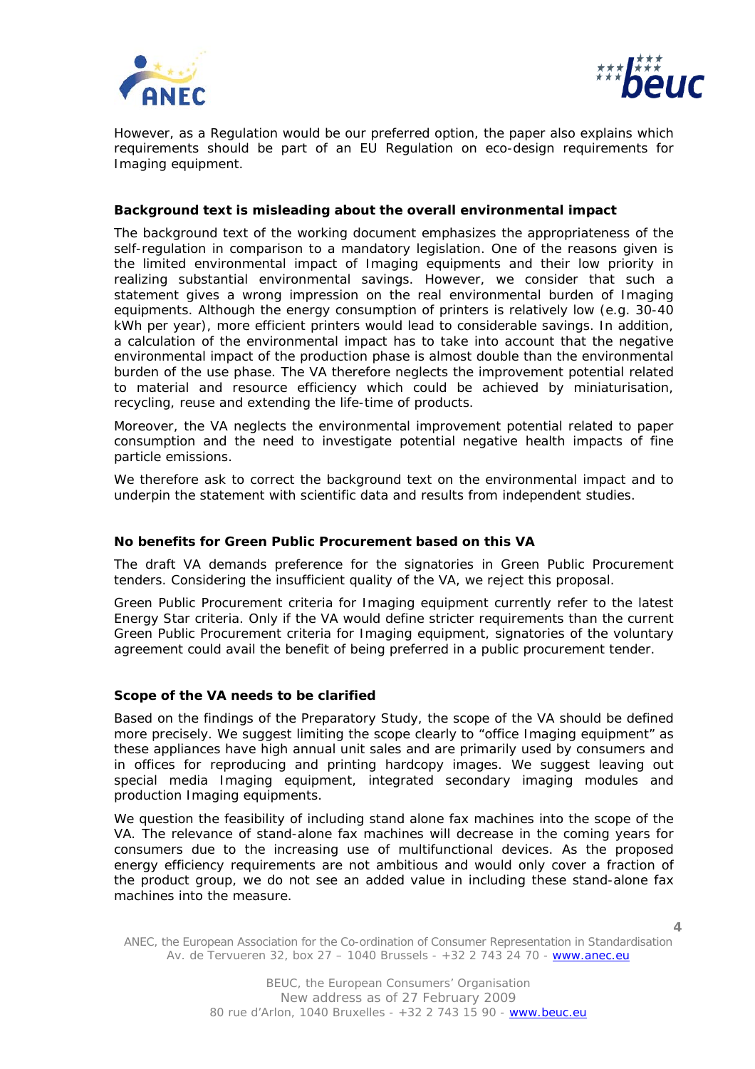However, as a Regulation would be our preferred option, the paper also explains which requirements should be part of an EU Regulation on eco-design requirements for Imaging equipment.

**Background text is misleading about the overall environmental impact**

The background text of the working document emphasizes the appropriateness of the self-regulation in comparison to a mandatory legislation. One of the reasons given is the limited environmental impact of Imaging equipments and their low priority in realizing substantial environmental savings. However, we consider that such a statement gives a wrong impression on the real environmental burden of Imaging equipments. Although the energy consumption of printers is relatively low (e.g. 30-40 kWh per year), more efficient printers would lead to considerable savings. In addition, a calculation of the environmental impact has to take into account that the negative environmental impact of the production phase is almost double than the environmental burden of the use phase. The VA therefore neglects the improvement potential related to material and resource efficiency which could be achieved by miniaturisation, recycling, reuse and extending the life-time of products.

Moreover, the VA neglects the environmental improvement potential related to paper consumption and the need to investigate potential negative health impacts of fine particle emissions.

We therefore ask to correct the background text on the environmental impact and to underpin the statement with scientific data and results from independent studies.

**No benefits for Green Public Procurement based on this VA**

The draft VA demands preference for the signatories in Green Public Procurement tenders. Considering the insufficient quality of the VA, we reject this proposal.

Green Public Procurement criteria for Imaging equipment currently refer to the latest Energy Star criteria. Only if the VA would define stricter requirements than the current Green Public Procurement criteria for Imaging equipment, signatories of the voluntary agreement could avail the benefit of being preferred in a public procurement tender.

**Scope of the VA needs to be clarified**

Based on the findings of the Preparatory Study, the scope of the VA should be defined more precisely. We suggest limiting the scope clearly to "office Imaging equipment" as these appliances have high annual unit sales and are primarily used by consumers and in offices for reproducing and printing hardcopy images. We suggest leaving out special media Imaging equipment, integrated secondary imaging modules and production Imaging equipments.

We question the feasibility of including stand alone fax machines into the scope of the VA. The relevance of stand-alone fax machines will decrease in the coming years for consumers due to the increasing use of multifunctional devices. As the proposed energy efficiency requirements are not ambitious and would only cover a fraction of the product group, we do not see an added value in including these stand-alone fax machines into the measure.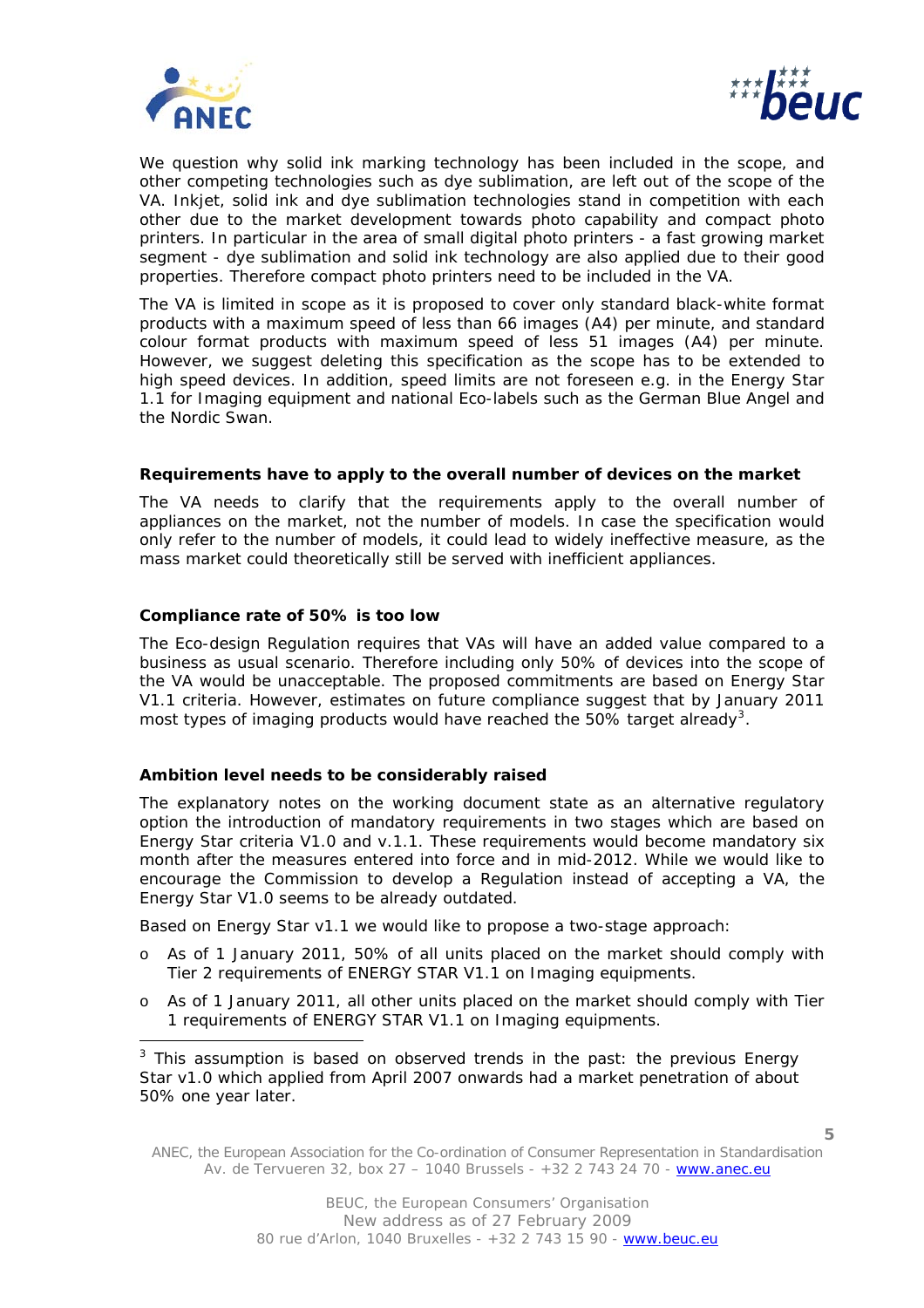We question why solid ink marking technology has been included in the scope, and other competing technologies such as dye sublimation, are left out of the scope of the VA. Inkjet, solid ink and dye sublimation technologies stand in competition with each other due to the market development towards photo capability and compact photo printers. In particular in the area of small digital photo printers - a fast growing market segment - dye sublimation and solid ink technology are also applied due to their good properties. Therefore compact photo printers need to be included in the VA.

The VA is limited in scope as it is proposed to cover only standard black-white format products with a maximum speed of less than 66 images (A4) per minute, and standard colour format products with maximum speed of less 51 images (A4) per minute. However, we suggest deleting this specification as the scope has to be extended to high speed devices. In addition, speed limits are not foreseen e.g. in the Energy Star 1.1 for Imaging equipment and national Eco-labels such as the German Blue Angel and the Nordic Swan.

**Requirements have to apply to the overall number of devices on the market**

The VA needs to clarify that the requirements apply to the overall number of appliances on the market, not the number of models. In case the specification would only refer to the number of models, it could lead to widely ineffective measure, as the mass market could theoretically still be served with inefficient appliances.

**Compliance rate of 50% is too low**

The Eco-design Regulation requires that VAs will have an added value compared to a business as usual scenario. Therefore including only 50% of devices into the scope of the VA would be unacceptable. The proposed commitments are based on Energy Star V1.1 criteria. However, estimates on future compliance suggest that by January 2011 most types of imaging products would have reached the 50% target already[3].

**Ambition level needs to be considerably raised**

The explanatory notes on the working document state as an alternative regulatory option the introduction of mandatory requirements in two stages which are based on Energy Star criteria V1.0 and v.1.1. These requirements would become mandatory six month after the measures entered into force and in mid-2012. While we would like to encourage the Commission to develop a Regulation instead of accepting a VA, the Energy Star V1.0 seems to be already outdated.

Based on Energy Star v1.1 we would like to propose a two-stage approach:

- As of 1 January 2011, 50% of all units placed on the market should comply with Tier 2 requirements of ENERGY STAR V1.1 on Imaging equipments.
- As of 1 January 2011, all other units placed on the market should comply with Tier 1 requirements of ENERGY STAR V1.1 on Imaging equipments.

---

[3] This assumption is based on observed trends in the past: the previous Energy Star v1.0 which applied from April 2007 onwards had a market penetration of about 50% one year later.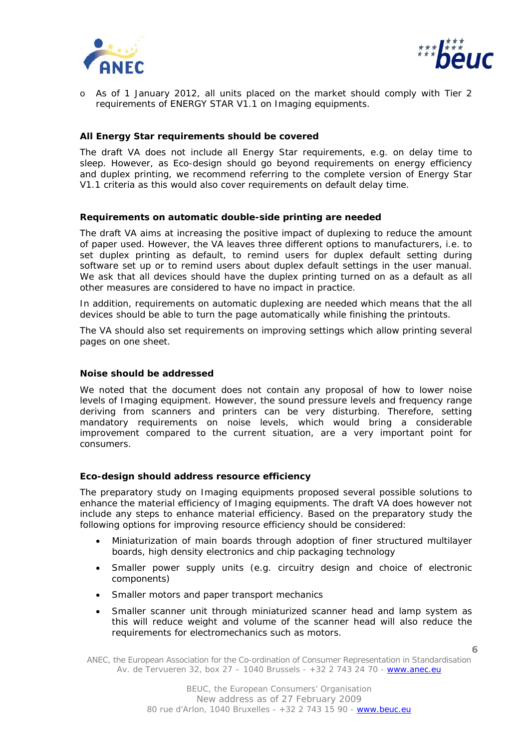- As of 1 January 2012, all units placed on the market should comply with Tier 2 requirements of ENERGY STAR V1.1 on Imaging equipments.

**All Energy Star requirements should be covered**

The draft VA does not include all Energy Star requirements, e.g. on delay time to sleep. However, as Eco-design should go beyond requirements on energy efficiency and duplex printing, we recommend referring to the complete version of Energy Star V1.1 criteria as this would also cover requirements on default delay time.

**Requirements on automatic double-side printing are needed**

The draft VA aims at increasing the positive impact of duplexing to reduce the amount of paper used. However, the VA leaves three different options to manufacturers, i.e. to set duplex printing as default, to remind users for duplex default setting during software set up or to remind users about duplex default settings in the user manual. We ask that all devices should have the duplex printing turned on as a default as all other measures are considered to have no impact in practice.

In addition, requirements on automatic duplexing are needed which means that the all devices should be able to turn the page automatically while finishing the printouts.

The VA should also set requirements on improving settings which allow printing several pages on one sheet.

**Noise should be addressed**

We noted that the document does not contain any proposal of how to lower noise levels of Imaging equipment. However, the sound pressure levels and frequency range deriving from scanners and printers can be very disturbing. Therefore, setting mandatory requirements on noise levels, which would bring a considerable improvement compared to the current situation, are a very important point for consumers.

**Eco-design should address resource efficiency**

The preparatory study on Imaging equipments proposed several possible solutions to enhance the material efficiency of Imaging equipments. The draft VA does however not include any steps to enhance material efficiency. Based on the preparatory study the following options for improving resource efficiency should be considered:

- Miniaturization of main boards through adoption of finer structured multilayer boards, high density electronics and chip packaging technology
- Smaller power supply units (e.g. circuitry design and choice of electronic components)
- Smaller motors and paper transport mechanics
- Smaller scanner unit through miniaturized scanner head and lamp system as this will reduce weight and volume of the scanner head will also reduce the requirements for electromechanics such as motors.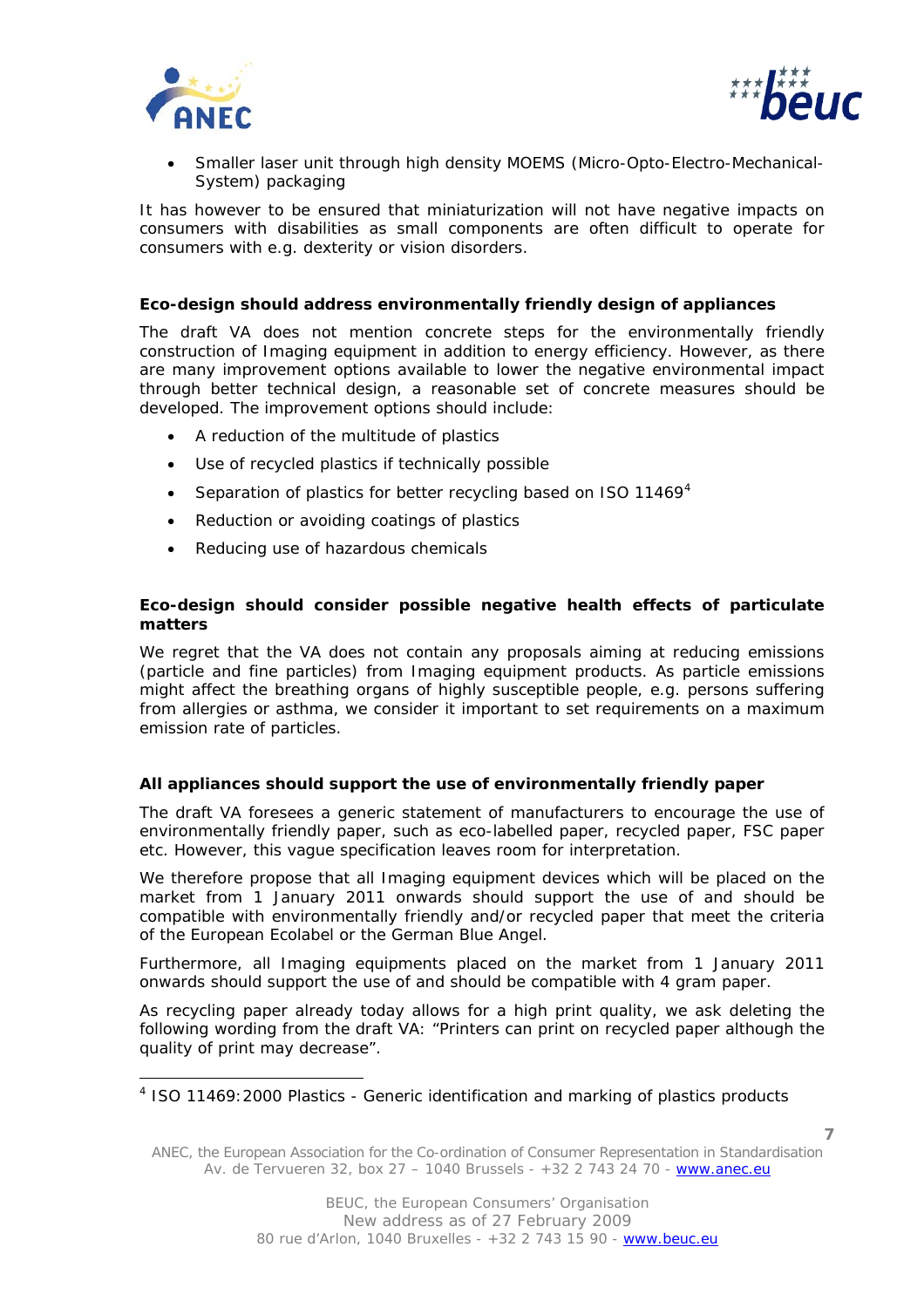- Smaller laser unit through high density MOEMS (Micro-Opto-Electro-Mechanical-System) packaging

It has however to be ensured that miniaturization will not have negative impacts on consumers with disabilities as small components are often difficult to operate for consumers with e.g. dexterity or vision disorders.

**Eco-design should address environmentally friendly design of appliances**

The draft VA does not mention concrete steps for the environmentally friendly construction of Imaging equipment in addition to energy efficiency. However, as there are many improvement options available to lower the negative environmental impact through better technical design, a reasonable set of concrete measures should be developed. The improvement options should include:

- A reduction of the multitude of plastics
- Use of recycled plastics if technically possible
- Separation of plastics for better recycling based on ISO 11469[4]
- Reduction or avoiding coatings of plastics
- Reducing use of hazardous chemicals

**Eco-design should consider possible negative health effects of particulate matters**

We regret that the VA does not contain any proposals aiming at reducing emissions (particle and fine particles) from Imaging equipment products. As particle emissions might affect the breathing organs of highly susceptible people, e.g. persons suffering from allergies or asthma, we consider it important to set requirements on a maximum emission rate of particles.

**All appliances should support the use of environmentally friendly paper**

The draft VA foresees a generic statement of manufacturers to encourage the use of environmentally friendly paper, such as eco-labelled paper, recycled paper, FSC paper etc. However, this vague specification leaves room for interpretation.

We therefore propose that all Imaging equipment devices which will be placed on the market from 1 January 2011 onwards should support the use of and should be compatible with environmentally friendly and/or recycled paper that meet the criteria of the European Ecolabel or the German Blue Angel.

Furthermore, all Imaging equipments placed on the market from 1 January 2011 onwards should support the use of and should be compatible with 4 gram paper.

As recycling paper already today allows for a high print quality, we ask deleting the following wording from the draft VA: "Printers can print on recycled paper although the quality of print may decrease".

---

[4] ISO 11469:2000 Plastics - Generic identification and marking of plastics products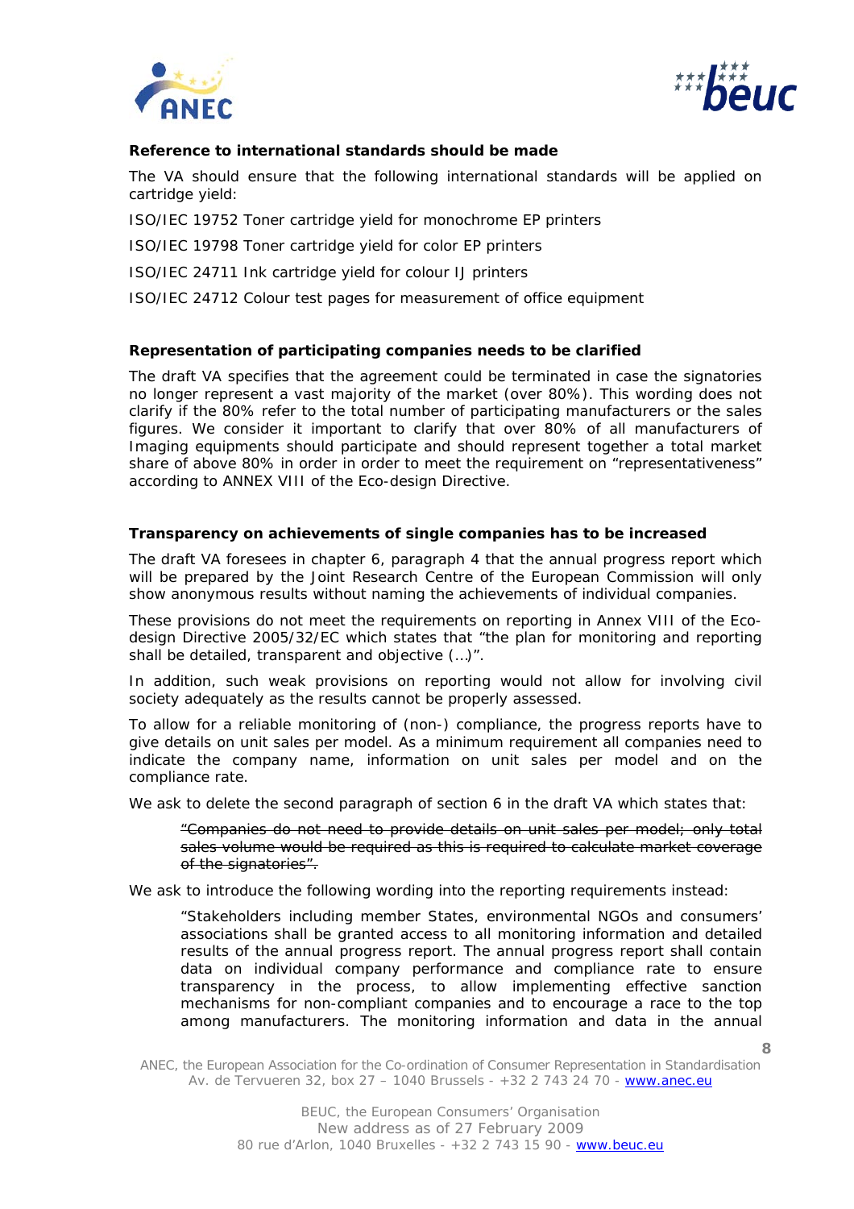**Reference to international standards should be made**

The VA should ensure that the following international standards will be applied on cartridge yield:

ISO/IEC 19752 Toner cartridge yield for monochrome EP printers

ISO/IEC 19798 Toner cartridge yield for color EP printers

ISO/IEC 24711 Ink cartridge yield for colour IJ printers

ISO/IEC 24712 Colour test pages for measurement of office equipment

**Representation of participating companies needs to be clarified**

The draft VA specifies that the agreement could be terminated in case the signatories no longer represent a vast majority of the market (over 80%). This wording does not clarify if the 80% refer to the total number of participating manufacturers or the sales figures. We consider it important to clarify that over 80% of all manufacturers of Imaging equipments should participate and should represent together a total market share of above 80% in order in order to meet the requirement on "representativeness" according to ANNEX VIII of the Eco-design Directive.

**Transparency on achievements of single companies has to be increased**

The draft VA foresees in chapter 6, paragraph 4 that the annual progress report which will be prepared by the Joint Research Centre of the European Commission will only show anonymous results without naming the achievements of individual companies.

These provisions do not meet the requirements on reporting in Annex VIII of the Eco-design Directive 2005/32/EC which states that "the plan for monitoring and reporting shall be detailed, transparent and objective (…)".

In addition, such weak provisions on reporting would not allow for involving civil society adequately as the results cannot be properly assessed.

To allow for a reliable monitoring of (non-) compliance, the progress reports have to give details on unit sales per model. As a minimum requirement all companies need to indicate the company name, information on unit sales per model and on the compliance rate.

We ask to delete the second paragraph of section 6 in the draft VA which states that:

> ~~"Companies do not need to provide details on unit sales per model; only total sales volume would be required as this is required to calculate market coverage of the signatories".~~

We ask to introduce the following wording into the reporting requirements instead:

> "Stakeholders including member States, environmental NGOs and consumers' associations shall be granted access to all monitoring information and detailed results of the annual progress report. The annual progress report shall contain data on individual company performance and compliance rate to ensure transparency in the process, to allow implementing effective sanction mechanisms for non-compliant companies and to encourage a race to the top among manufacturers. The monitoring information and data in the annual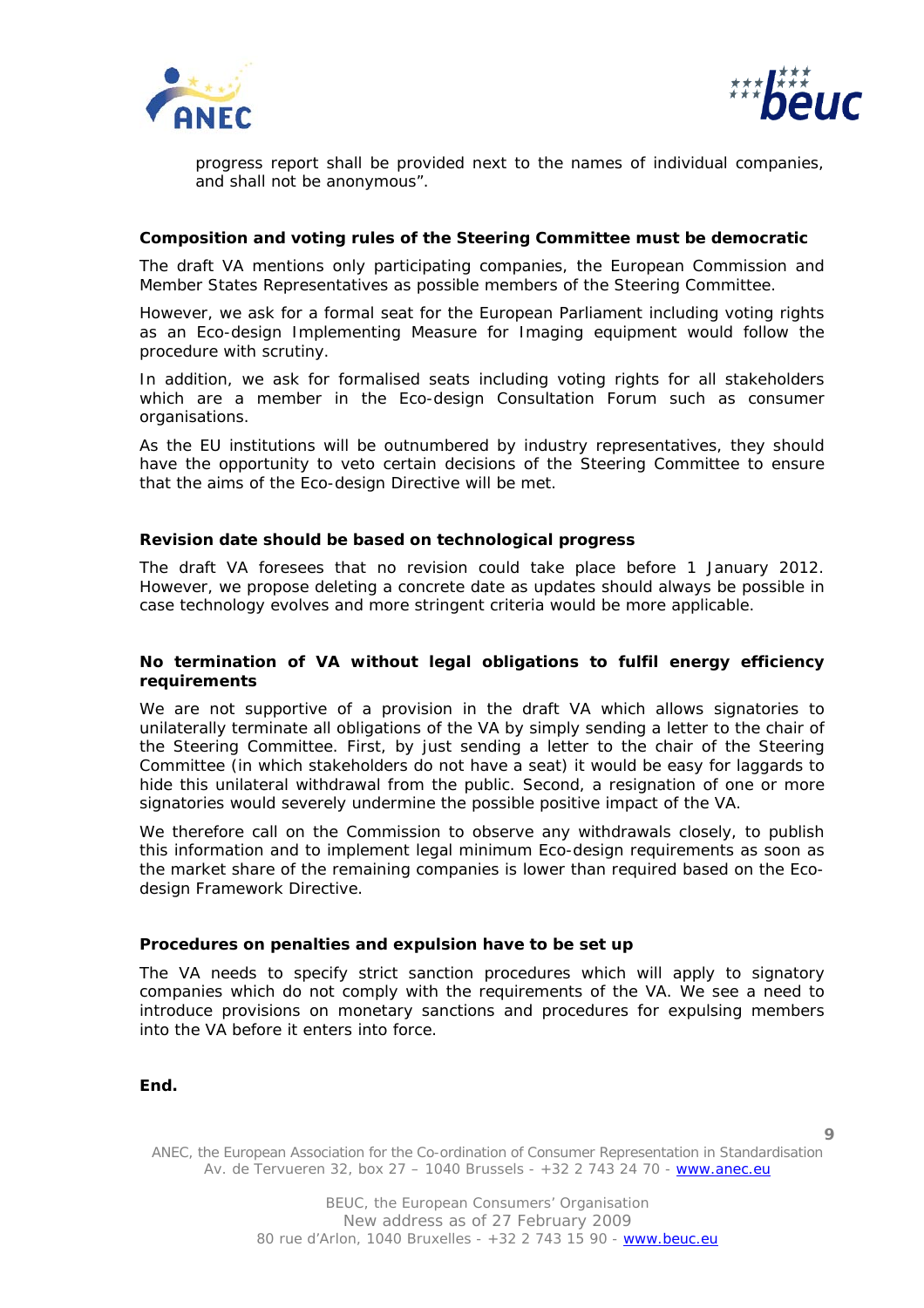progress report shall be provided next to the names of individual companies, and shall not be anonymous".

**Composition and voting rules of the Steering Committee must be democratic**

The draft VA mentions only participating companies, the European Commission and Member States Representatives as possible members of the Steering Committee.

However, we ask for a formal seat for the European Parliament including voting rights as an Eco-design Implementing Measure for Imaging equipment would follow the procedure with scrutiny.

In addition, we ask for formalised seats including voting rights for all stakeholders which are a member in the Eco-design Consultation Forum such as consumer organisations.

As the EU institutions will be outnumbered by industry representatives, they should have the opportunity to veto certain decisions of the Steering Committee to ensure that the aims of the Eco-design Directive will be met.

**Revision date should be based on technological progress**

The draft VA foresees that no revision could take place before 1 January 2012. However, we propose deleting a concrete date as updates should always be possible in case technology evolves and more stringent criteria would be more applicable.

**No termination of VA without legal obligations to fulfil energy efficiency requirements**

We are not supportive of a provision in the draft VA which allows signatories to unilaterally terminate all obligations of the VA by simply sending a letter to the chair of the Steering Committee. First, by just sending a letter to the chair of the Steering Committee (in which stakeholders do not have a seat) it would be easy for laggards to hide this unilateral withdrawal from the public. Second, a resignation of one or more signatories would severely undermine the possible positive impact of the VA.

We therefore call on the Commission to observe any withdrawals closely, to publish this information and to implement legal minimum Eco-design requirements as soon as the market share of the remaining companies is lower than required based on the Eco-design Framework Directive.

**Procedures on penalties and expulsion have to be set up**

The VA needs to specify strict sanction procedures which will apply to signatory companies which do not comply with the requirements of the VA. We see a need to introduce provisions on monetary sanctions and procedures for expulsing members into the VA before it enters into force.

**End.**